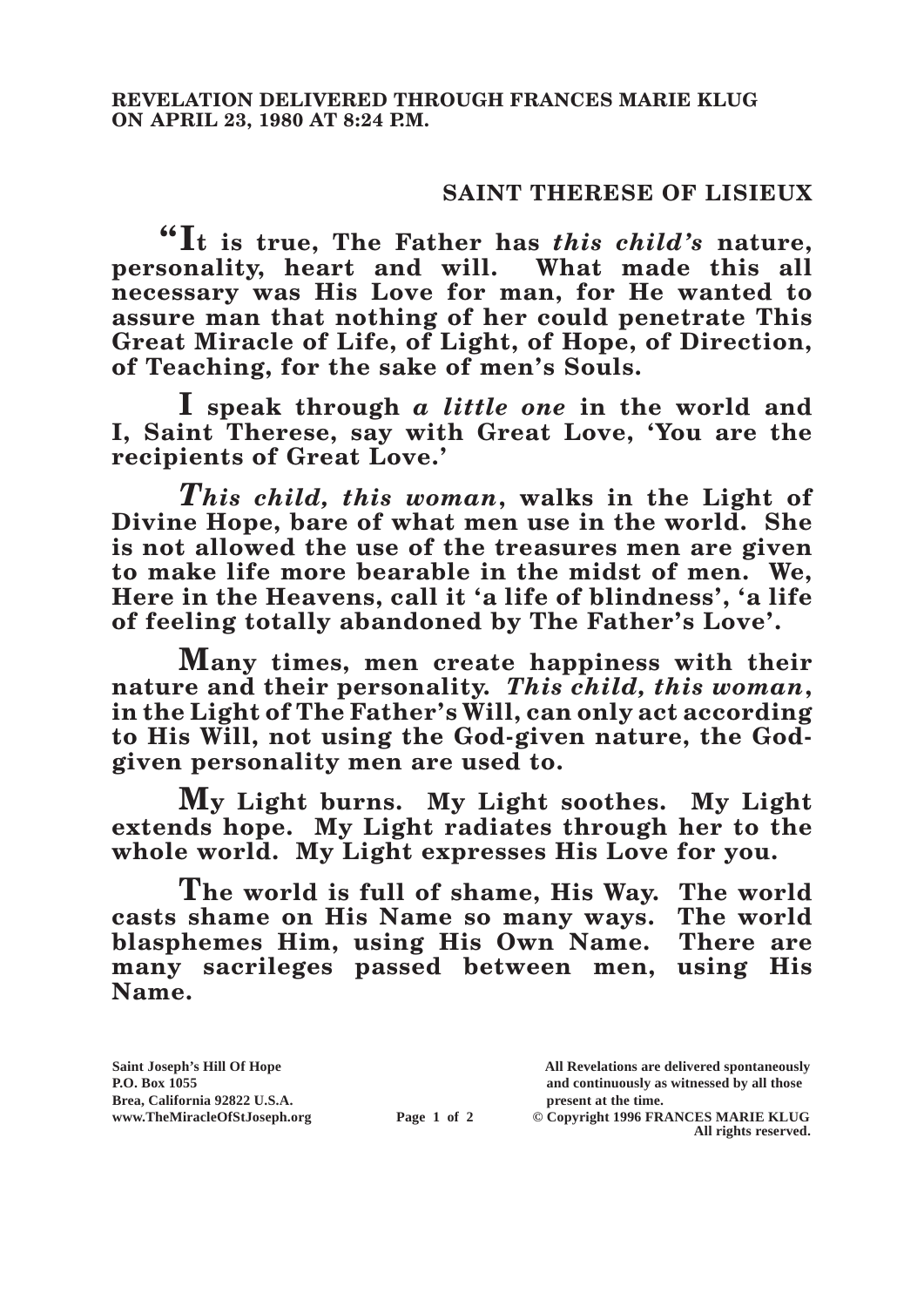**REVELATION DELIVERED THROUGH FRANCES MARIE KLUG ON APRIL 23, 1980 AT 8:24 P.M.**

## SAINT THERESE OF LISIEUX

**"It is true, The Father has *this child's* nature, personality, heart and will. What made this all necessary was His Love for man, for He wanted to assure man that nothing of her could penetrate This Great Miracle of Life, of Light, of Hope, of Direction, of Teaching, for the sake of men's Souls.**

**I speak through *a little one* in the world and I, Saint Therese, say with Great Love, 'You are the recipients of Great Love.'**

***This child, this woman*, walks in the Light of Divine Hope, bare of what men use in the world. She is not allowed the use of the treasures men are given to make life more bearable in the midst of men. We, Here in the Heavens, call it 'a life of blindness', 'a life of feeling totally abandoned by The Father's Love'.**

**Many times, men create happiness with their nature and their personality. *This child, this woman*, in the Light of The Father's Will, can only act according to His Will, not using the God-given nature, the God-given personality men are used to.**

**My Light burns. My Light soothes. My Light extends hope. My Light radiates through her to the whole world. My Light expresses His Love for you.**

**The world is full of shame, His Way. The world casts shame on His Name so many ways. The world blasphemes Him, using His Own Name. There are many sacrileges passed between men, using His Name.**

**Saint Joseph's Hill Of Hope**
**P.O. Box 1055**
**Brea, California 92822 U.S.A.**
**www.TheMiracleOfStJoseph.org**

**All Revelations are delivered spontaneously and continuously as witnessed by all those present at the time.**
**© Copyright 1996 FRANCES MARIE KLUG**
**All rights reserved.**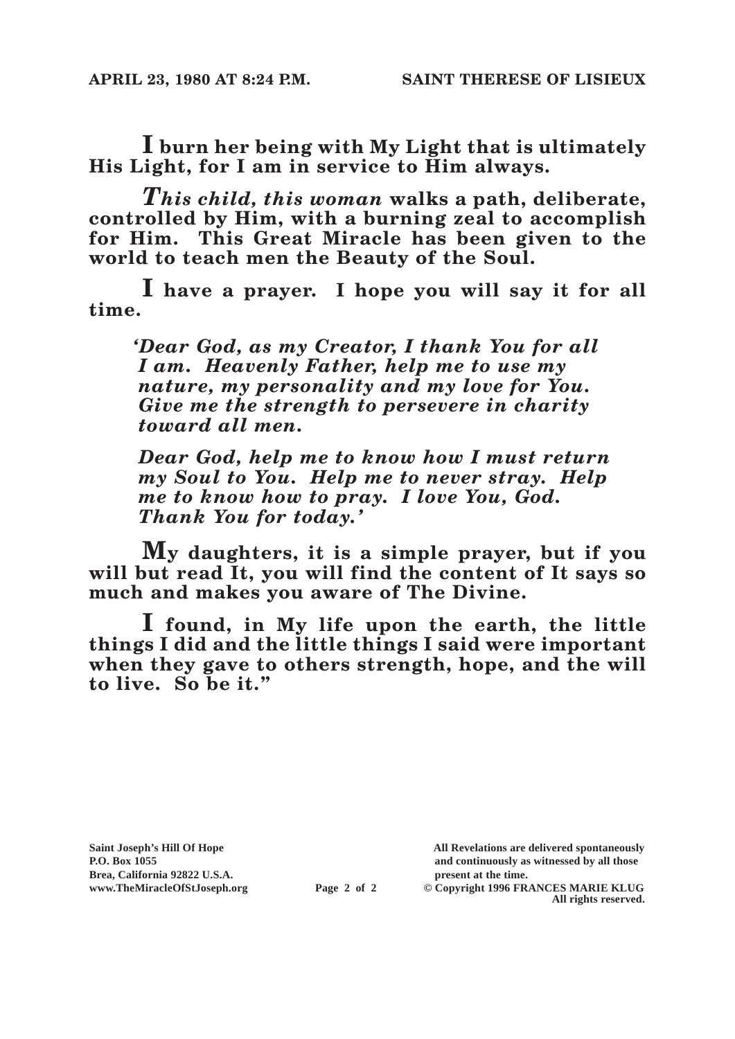**I burn her being with My Light that is ultimately His Light, for I am in service to Him always.**

***This child, this woman* walks a path, deliberate, controlled by Him, with a burning zeal to accomplish for Him. This Great Miracle has been given to the world to teach men the Beauty of the Soul.**

**I have a prayer. I hope you will say it for all time.**

> ***'Dear God, as my Creator, I thank You for all I am. Heavenly Father, help me to use my nature, my personality and my love for You. Give me the strength to persevere in charity toward all men.***
>
> ***Dear God, help me to know how I must return my Soul to You. Help me to never stray. Help me to know how to pray. I love You, God. Thank You for today.'***

**My daughters, it is a simple prayer, but if you will but read It, you will find the content of It says so much and makes you aware of The Divine.**

**I found, in My life upon the earth, the little things I did and the little things I said were important when they gave to others strength, hope, and the will to live. So be it."**

**Saint Joseph's Hill Of Hope**
**P.O. Box 1055**
**Brea, California 92822 U.S.A.**
**www.TheMiracleOfStJoseph.org**

**All Revelations are delivered spontaneously and continuously as witnessed by all those present at the time.**
**© Copyright 1996 FRANCES MARIE KLUG**
**All rights reserved.**